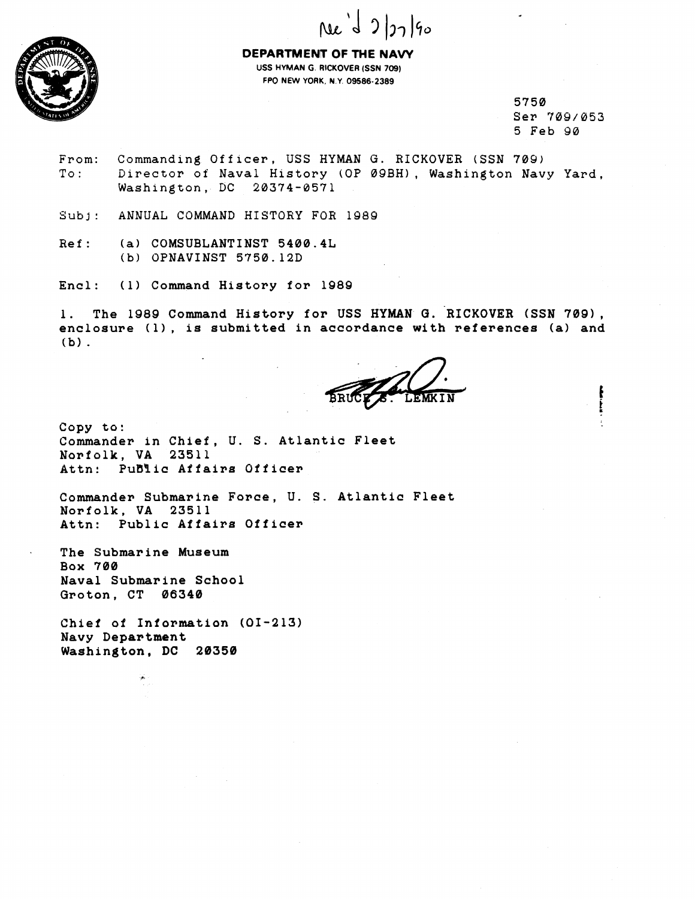Rec'd 2/27/90

**DEPARTMENT OF THE NAVY**
USS HYMAN G. RICKOVER (SSN 709)
FPO NEW YORK, N.Y. 09586-2389

5750
Ser 709/053
5 Feb 90

From: Commanding Officer, USS HYMAN G. RICKOVER (SSN 709)
To: Director of Naval History (OP 09BH), Washington Navy Yard, Washington, DC 20374-0571

Subj: ANNUAL COMMAND HISTORY FOR 1989

Ref: (a) COMSUBLANTINST 5400.4L
(b) OPNAVINST 5750.12D

Encl: (1) Command History for 1989

1. The 1989 Command History for USS HYMAN G. RICKOVER (SSN 709), enclosure (1), is submitted in accordance with references (a) and (b).

BRUCE S. LEMKIN

Copy to:
Commander in Chief, U. S. Atlantic Fleet
Norfolk, VA 23511
Attn: Public Affairs Officer

Commander Submarine Force, U. S. Atlantic Fleet
Norfolk, VA 23511
Attn: Public Affairs Officer

The Submarine Museum
Box 700
Naval Submarine School
Groton, CT 06340

Chief of Information (OI-213)
Navy Department
Washington, DC 20350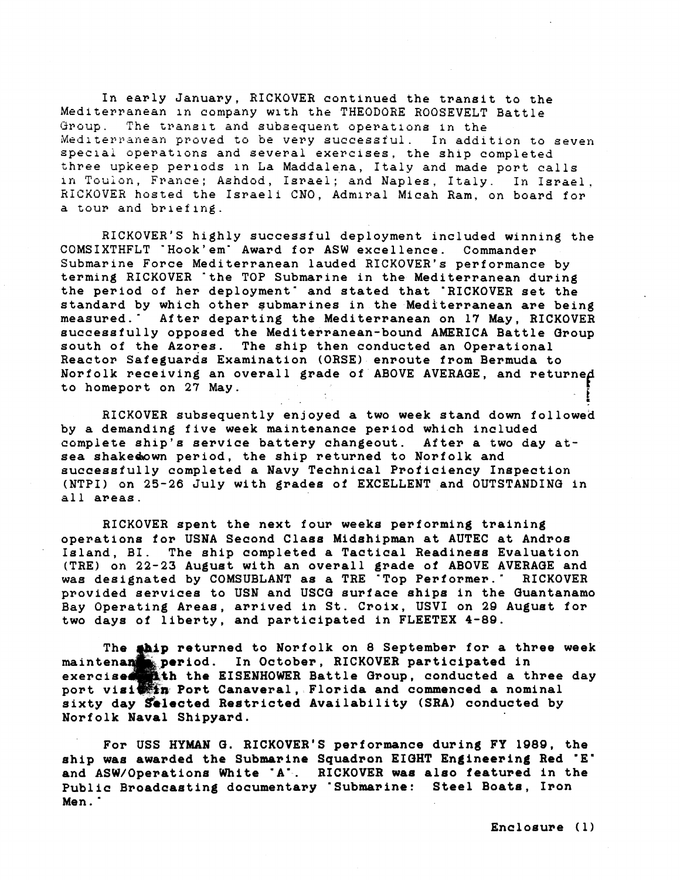In early January, RICKOVER continued the transit to the Mediterranean in company with the THEODORE ROOSEVELT Battle Group. The transit and subsequent operations in the Mediterranean proved to be very successful. In addition to seven special operations and several exercises, the ship completed three upkeep periods in La Maddalena, Italy and made port calls in Toulon, France; Ashdod, Israel; and Naples, Italy. In Israel, RICKOVER hosted the Israeli CNO, Admiral Micah Ram, on board for a tour and briefing.

RICKOVER'S highly successful deployment included winning the COMSIXTHFLT "Hook'em" Award for ASW excellence. Commander Submarine Force Mediterranean lauded RICKOVER's performance by terming RICKOVER "the TOP Submarine in the Mediterranean during the period of her deployment" and stated that "RICKOVER set the standard by which other submarines in the Mediterranean are being measured." After departing the Mediterranean on 17 May, RICKOVER successfully opposed the Mediterranean-bound AMERICA Battle Group south of the Azores. The ship then conducted an Operational Reactor Safeguards Examination (ORSE) enroute from Bermuda to Norfolk receiving an overall grade of ABOVE AVERAGE, and returned to homeport on 27 May.

RICKOVER subsequently enjoyed a two week stand down followed by a demanding five week maintenance period which included complete ship's service battery changeout. After a two day at-sea shakedown period, the ship returned to Norfolk and successfully completed a Navy Technical Proficiency Inspection (NTPI) on 25-26 July with grades of EXCELLENT and OUTSTANDING in all areas.

RICKOVER spent the next four weeks performing training operations for USNA Second Class Midshipman at AUTEC at Andros Island, BI. The ship completed a Tactical Readiness Evaluation (TRE) on 22-23 August with an overall grade of ABOVE AVERAGE and was designated by COMSUBLANT as a TRE "Top Performer." RICKOVER provided services to USN and USCG surface ships in the Guantanamo Bay Operating Areas, arrived in St. Croix, USVI on 29 August for two days of liberty, and participated in FLEETEX 4-89.

The ship returned to Norfolk on 8 September for a three week maintenance period. In October, RICKOVER participated in exercises with the EISENHOWER Battle Group, conducted a three day port visit in Port Canaveral, Florida and commenced a nominal sixty day Selected Restricted Availability (SRA) conducted by Norfolk Naval Shipyard.

For USS HYMAN G. RICKOVER'S performance during FY 1989, the ship was awarded the Submarine Squadron EIGHT Engineering Red "E" and ASW/Operations White "A". RICKOVER was also featured in the Public Broadcasting documentary "Submarine: Steel Boats, Iron Men."

Enclosure (1)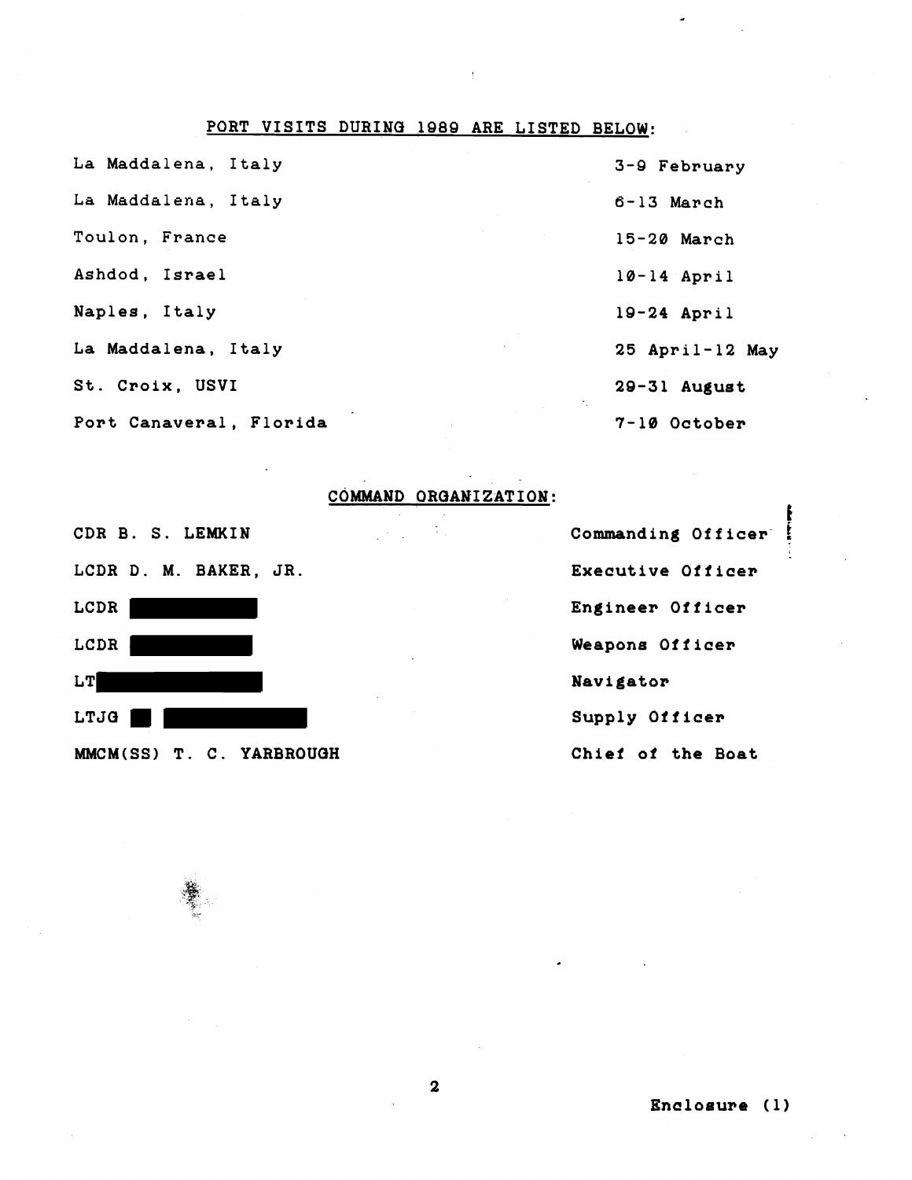## PORT VISITS DURING 1989 ARE LISTED BELOW:

| | |
|---|---|
| La Maddalena, Italy | 3-9 February |
| La Maddalena, Italy | 6-13 March |
| Toulon, France | 15-20 March |
| Ashdod, Israel | 10-14 April |
| Naples, Italy | 19-24 April |
| La Maddalena, Italy | 25 April-12 May |
| St. Croix, USVI | 29-31 August |
| Port Canaveral, Florida | 7-10 October |

## COMMAND ORGANIZATION:

| | |
|---|---|
| CDR B. S. LEMKIN | Commanding Officer |
| LCDR D. M. BAKER, JR. | Executive Officer |
| LCDR [redacted] | Engineer Officer |
| LCDR [redacted] | Weapons Officer |
| LT [redacted] | Navigator |
| LTJG [redacted] [redacted] | Supply Officer |
| MMCM(SS) T. C. YARBROUGH | Chief of the Boat |

**Enclosure (1)**